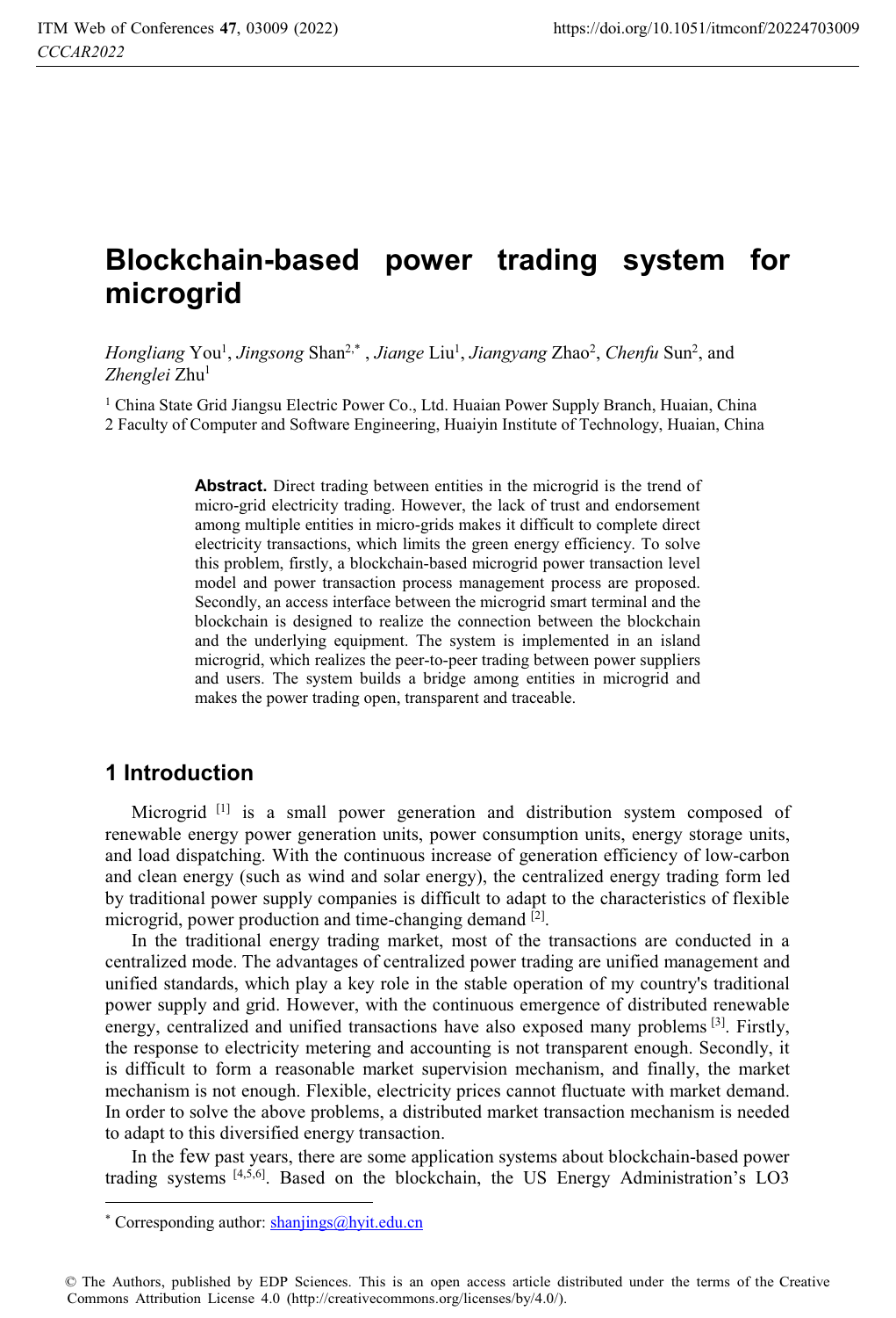# Blockchain-based power trading system for microgrid

*Hongliang* You[1], *Jingsong* Shan[2,*], *Jiange* Liu[1], *Jiangyang* Zhao[2], *Chenfu* Sun[2], and *Zhenglei* Zhu[1]

[1] China State Grid Jiangsu Electric Power Co., Ltd. Huaian Power Supply Branch, Huaian, China
2 Faculty of Computer and Software Engineering, Huaiyin Institute of Technology, Huaian, China

**Abstract.** Direct trading between entities in the microgrid is the trend of micro-grid electricity trading. However, the lack of trust and endorsement among multiple entities in micro-grids makes it difficult to complete direct electricity transactions, which limits the green energy efficiency. To solve this problem, firstly, a blockchain-based microgrid power transaction level model and power transaction process management process are proposed. Secondly, an access interface between the microgrid smart terminal and the blockchain is designed to realize the connection between the blockchain and the underlying equipment. The system is implemented in an island microgrid, which realizes the peer-to-peer trading between power suppliers and users. The system builds a bridge among entities in microgrid and makes the power trading open, transparent and traceable.

## 1 Introduction

Microgrid [1] is a small power generation and distribution system composed of renewable energy power generation units, power consumption units, energy storage units, and load dispatching. With the continuous increase of generation efficiency of low-carbon and clean energy (such as wind and solar energy), the centralized energy trading form led by traditional power supply companies is difficult to adapt to the characteristics of flexible microgrid, power production and time-changing demand [2].

In the traditional energy trading market, most of the transactions are conducted in a centralized mode. The advantages of centralized power trading are unified management and unified standards, which play a key role in the stable operation of my country's traditional power supply and grid. However, with the continuous emergence of distributed renewable energy, centralized and unified transactions have also exposed many problems [3]. Firstly, the response to electricity metering and accounting is not transparent enough. Secondly, it is difficult to form a reasonable market supervision mechanism, and finally, the market mechanism is not enough. Flexible, electricity prices cannot fluctuate with market demand. In order to solve the above problems, a distributed market transaction mechanism is needed to adapt to this diversified energy transaction.

In the few past years, there are some application systems about blockchain-based power trading systems [4,5,6]. Based on the blockchain, the US Energy Administration's LO3

---

* Corresponding author: shanjings@hyit.edu.cn

© The Authors, published by EDP Sciences. This is an open access article distributed under the terms of the Creative Commons Attribution License 4.0 (http://creativecommons.org/licenses/by/4.0/).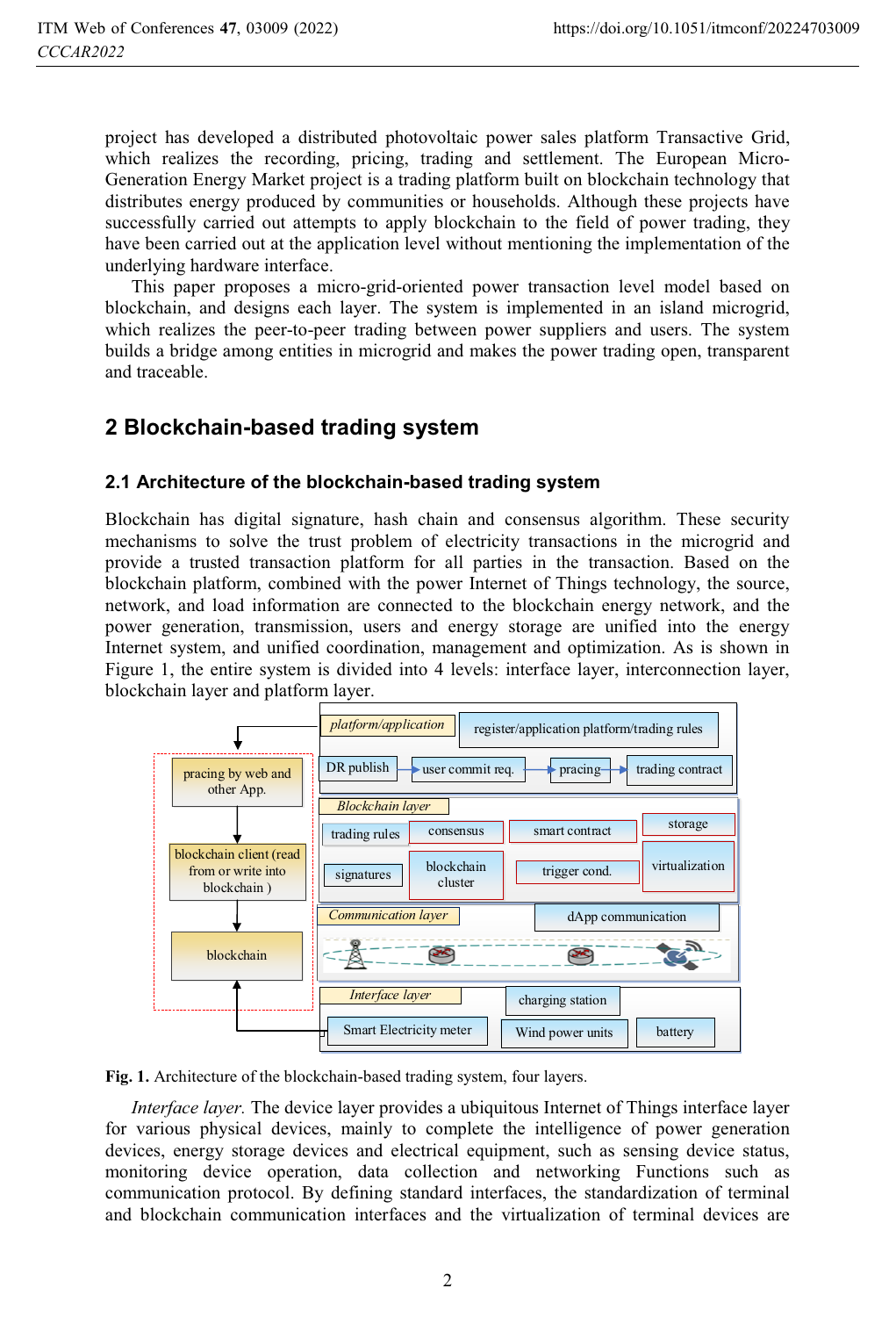project has developed a distributed photovoltaic power sales platform Transactive Grid, which realizes the recording, pricing, trading and settlement. The European Micro-Generation Energy Market project is a trading platform built on blockchain technology that distributes energy produced by communities or households. Although these projects have successfully carried out attempts to apply blockchain to the field of power trading, they have been carried out at the application level without mentioning the implementation of the underlying hardware interface.

This paper proposes a micro-grid-oriented power transaction level model based on blockchain, and designs each layer. The system is implemented in an island microgrid, which realizes the peer-to-peer trading between power suppliers and users. The system builds a bridge among entities in microgrid and makes the power trading open, transparent and traceable.

## 2 Blockchain-based trading system

### 2.1 Architecture of the blockchain-based trading system

Blockchain has digital signature, hash chain and consensus algorithm. These security mechanisms to solve the trust problem of electricity transactions in the microgrid and provide a trusted transaction platform for all parties in the transaction. Based on the blockchain platform, combined with the power Internet of Things technology, the source, network, and load information are connected to the blockchain energy network, and the power generation, transmission, users and energy storage are unified into the energy Internet system, and unified coordination, management and optimization. As is shown in Figure 1, the entire system is divided into 4 levels: interface layer, interconnection layer, blockchain layer and platform layer.

**Fig. 1.** Architecture of the blockchain-based trading system, four layers.

*Interface layer.* The device layer provides a ubiquitous Internet of Things interface layer for various physical devices, mainly to complete the intelligence of power generation devices, energy storage devices and electrical equipment, such as sensing device status, monitoring device operation, data collection and networking Functions such as communication protocol. By defining standard interfaces, the standardization of terminal and blockchain communication interfaces and the virtualization of terminal devices are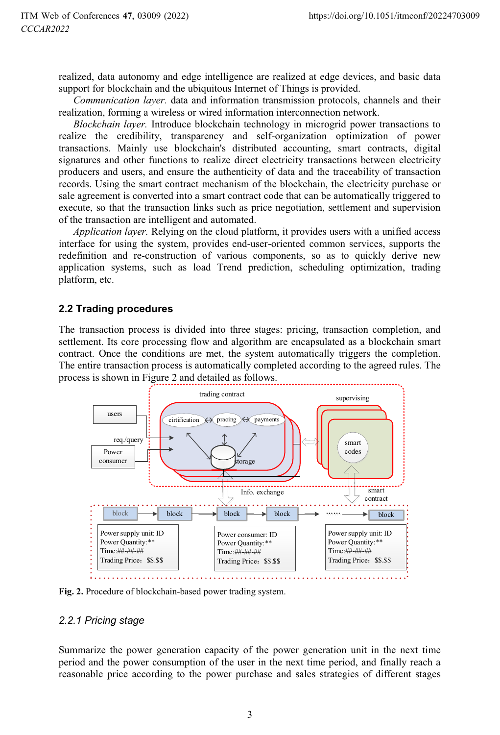realized, data autonomy and edge intelligence are realized at edge devices, and basic data support for blockchain and the ubiquitous Internet of Things is provided.

*Communication layer.* data and information transmission protocols, channels and their realization, forming a wireless or wired information interconnection network.

*Blockchain layer.* Introduce blockchain technology in microgrid power transactions to realize the credibility, transparency and self-organization optimization of power transactions. Mainly use blockchain's distributed accounting, smart contracts, digital signatures and other functions to realize direct electricity transactions between electricity producers and users, and ensure the authenticity of data and the traceability of transaction records. Using the smart contract mechanism of the blockchain, the electricity purchase or sale agreement is converted into a smart contract code that can be automatically triggered to execute, so that the transaction links such as price negotiation, settlement and supervision of the transaction are intelligent and automated.

*Application layer.* Relying on the cloud platform, it provides users with a unified access interface for using the system, provides end-user-oriented common services, supports the redefinition and re-construction of various components, so as to quickly derive new application systems, such as load Trend prediction, scheduling optimization, trading platform, etc.

## 2.2 Trading procedures

The transaction process is divided into three stages: pricing, transaction completion, and settlement. Its core processing flow and algorithm are encapsulated as a blockchain smart contract. Once the conditions are met, the system automatically triggers the completion. The entire transaction process is automatically completed according to the agreed rules. The process is shown in Figure 2 and detailed as follows.

**Fig. 2.** Procedure of blockchain-based power trading system.

### *2.2.1 Pricing stage*

Summarize the power generation capacity of the power generation unit in the next time period and the power consumption of the user in the next time period, and finally reach a reasonable price according to the power purchase and sales strategies of different stages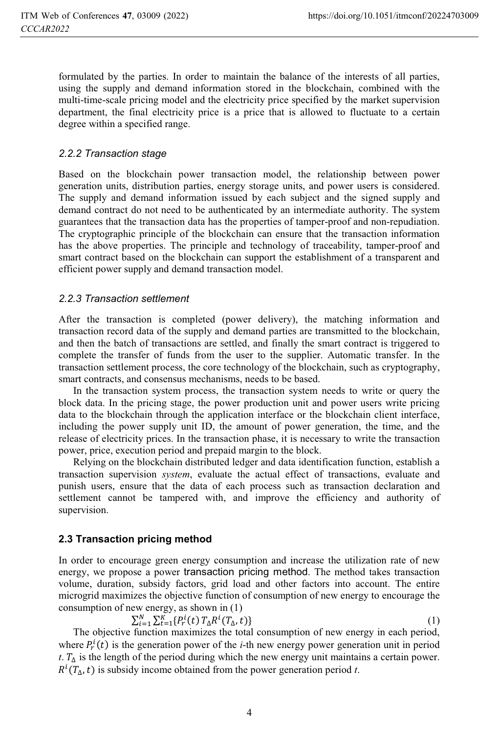formulated by the parties. In order to maintain the balance of the interests of all parties, using the supply and demand information stored in the blockchain, combined with the multi-time-scale pricing model and the electricity price specified by the market supervision department, the final electricity price is a price that is allowed to fluctuate to a certain degree within a specified range.

#### *2.2.2 Transaction stage*

Based on the blockchain power transaction model, the relationship between power generation units, distribution parties, energy storage units, and power users is considered. The supply and demand information issued by each subject and the signed supply and demand contract do not need to be authenticated by an intermediate authority. The system guarantees that the transaction data has the properties of tamper-proof and non-repudiation. The cryptographic principle of the blockchain can ensure that the transaction information has the above properties. The principle and technology of traceability, tamper-proof and smart contract based on the blockchain can support the establishment of a transparent and efficient power supply and demand transaction model.

#### *2.2.3 Transaction settlement*

After the transaction is completed (power delivery), the matching information and transaction record data of the supply and demand parties are transmitted to the blockchain, and then the batch of transactions are settled, and finally the smart contract is triggered to complete the transfer of funds from the user to the supplier. Automatic transfer. In the transaction settlement process, the core technology of the blockchain, such as cryptography, smart contracts, and consensus mechanisms, needs to be based.

In the transaction system process, the transaction system needs to write or query the block data. In the pricing stage, the power production unit and power users write pricing data to the blockchain through the application interface or the blockchain client interface, including the power supply unit ID, the amount of power generation, the time, and the release of electricity prices. In the transaction phase, it is necessary to write the transaction power, price, execution period and prepaid margin to the block.

Relying on the blockchain distributed ledger and data identification function, establish a transaction supervision *system*, evaluate the actual effect of transactions, evaluate and punish users, ensure that the data of each process such as transaction declaration and settlement cannot be tampered with, and improve the efficiency and authority of supervision.

### **2.3 Transaction pricing method**

In order to encourage green energy consumption and increase the utilization rate of new energy, we propose a power transaction pricing method. The method takes transaction volume, duration, subsidy factors, grid load and other factors into account. The entire microgrid maximizes the objective function of consumption of new energy to encourage the consumption of new energy, as shown in (1)

$$\sum_{i=1}^{N}\sum_{t=1}^{K}\{P_r^i(t)\,T_\Delta R^i(T_\Delta,t)\} \tag{1}$$

The objective function maximizes the total consumption of new energy in each period, where $P_r^i(t)$ is the generation power of the *i*-th new energy power generation unit in period *t*. $T_\Delta$ is the length of the period during which the new energy unit maintains a certain power. $R^i(T_\Delta,t)$ is subsidy income obtained from the power generation period *t*.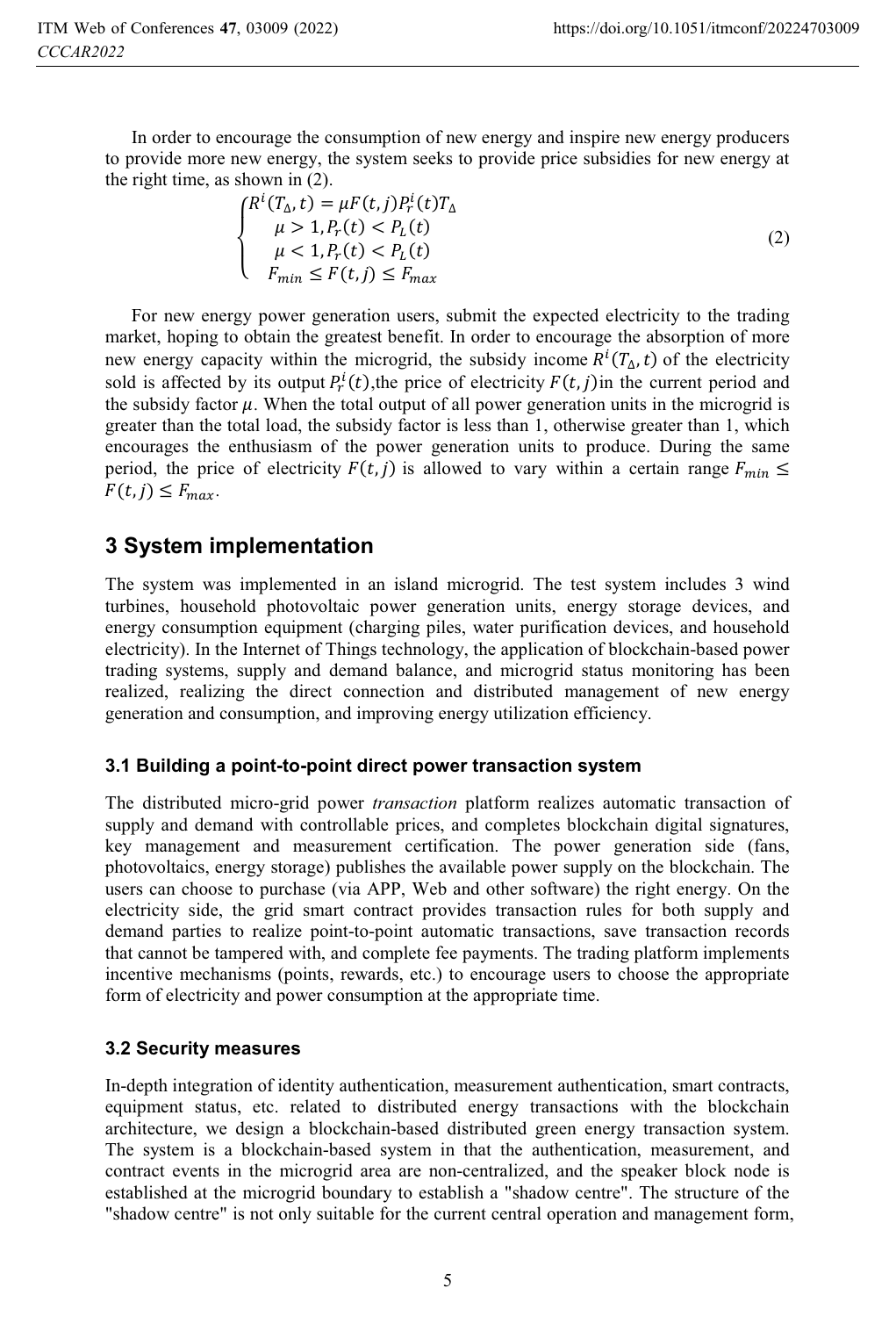In order to encourage the consumption of new energy and inspire new energy producers to provide more new energy, the system seeks to provide price subsidies for new energy at the right time, as shown in (2).

$$
\begin{cases}
R^i(T_\Delta, t) = \mu F(t,j) P_r^i(t) T_\Delta \\
\mu > 1, P_r(t) < P_L(t) \\
\mu < 1, P_r(t) < P_L(t) \\
F_{min} \le F(t,j) \le F_{max}
\end{cases}
\tag{2}
$$

For new energy power generation users, submit the expected electricity to the trading market, hoping to obtain the greatest benefit. In order to encourage the absorption of more new energy capacity within the microgrid, the subsidy income $R^i(T_\Delta, t)$ of the electricity sold is affected by its output $P_r^i(t)$,the price of electricity $F(t,j)$in the current period and the subsidy factor $\mu$. When the total output of all power generation units in the microgrid is greater than the total load, the subsidy factor is less than 1, otherwise greater than 1, which encourages the enthusiasm of the power generation units to produce. During the same period, the price of electricity $F(t,j)$ is allowed to vary within a certain range $F_{min} \le F(t,j) \le F_{max}$.

## 3 System implementation

The system was implemented in an island microgrid. The test system includes 3 wind turbines, household photovoltaic power generation units, energy storage devices, and energy consumption equipment (charging piles, water purification devices, and household electricity). In the Internet of Things technology, the application of blockchain-based power trading systems, supply and demand balance, and microgrid status monitoring has been realized, realizing the direct connection and distributed management of new energy generation and consumption, and improving energy utilization efficiency.

### 3.1 Building a point-to-point direct power transaction system

The distributed micro-grid power *transaction* platform realizes automatic transaction of supply and demand with controllable prices, and completes blockchain digital signatures, key management and measurement certification. The power generation side (fans, photovoltaics, energy storage) publishes the available power supply on the blockchain. The users can choose to purchase (via APP, Web and other software) the right energy. On the electricity side, the grid smart contract provides transaction rules for both supply and demand parties to realize point-to-point automatic transactions, save transaction records that cannot be tampered with, and complete fee payments. The trading platform implements incentive mechanisms (points, rewards, etc.) to encourage users to choose the appropriate form of electricity and power consumption at the appropriate time.

### 3.2 Security measures

In-depth integration of identity authentication, measurement authentication, smart contracts, equipment status, etc. related to distributed energy transactions with the blockchain architecture, we design a blockchain-based distributed green energy transaction system. The system is a blockchain-based system in that the authentication, measurement, and contract events in the microgrid area are non-centralized, and the speaker block node is established at the microgrid boundary to establish a "shadow centre". The structure of the "shadow centre" is not only suitable for the current central operation and management form,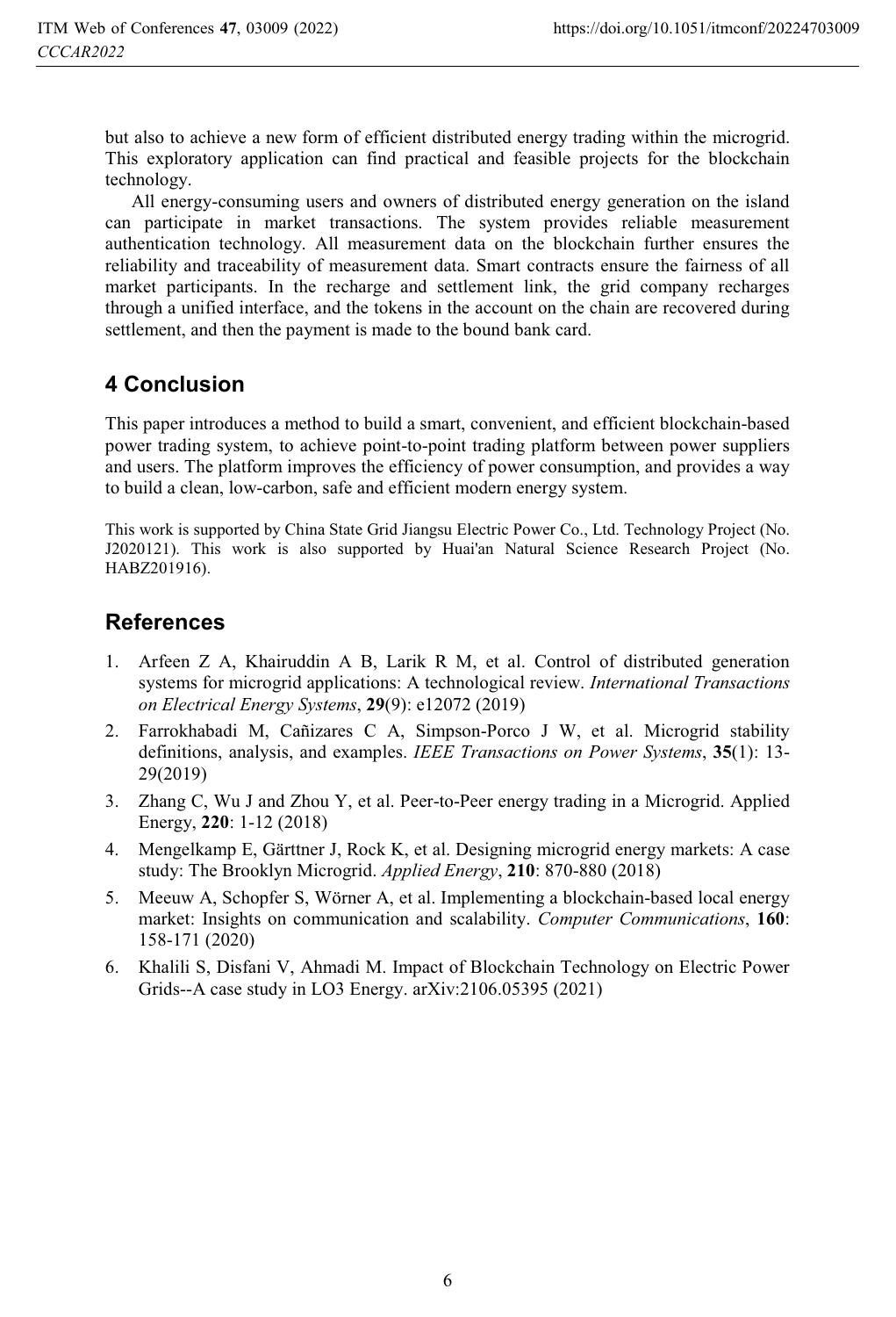but also to achieve a new form of efficient distributed energy trading within the microgrid. This exploratory application can find practical and feasible projects for the blockchain technology.

All energy-consuming users and owners of distributed energy generation on the island can participate in market transactions. The system provides reliable measurement authentication technology. All measurement data on the blockchain further ensures the reliability and traceability of measurement data. Smart contracts ensure the fairness of all market participants. In the recharge and settlement link, the grid company recharges through a unified interface, and the tokens in the account on the chain are recovered during settlement, and then the payment is made to the bound bank card.

## 4 Conclusion

This paper introduces a method to build a smart, convenient, and efficient blockchain-based power trading system, to achieve point-to-point trading platform between power suppliers and users. The platform improves the efficiency of power consumption, and provides a way to build a clean, low-carbon, safe and efficient modern energy system.

This work is supported by China State Grid Jiangsu Electric Power Co., Ltd. Technology Project (No. J2020121). This work is also supported by Huai'an Natural Science Research Project (No. HABZ201916).

## References

1. Arfeen Z A, Khairuddin A B, Larik R M, et al. Control of distributed generation systems for microgrid applications: A technological review. *International Transactions on Electrical Energy Systems*, **29**(9): e12072 (2019)
2. Farrokhabadi M, Cañizares C A, Simpson-Porco J W, et al. Microgrid stability definitions, analysis, and examples. *IEEE Transactions on Power Systems*, **35**(1): 13-29(2019)
3. Zhang C, Wu J and Zhou Y, et al. Peer-to-Peer energy trading in a Microgrid. Applied Energy, **220**: 1-12 (2018)
4. Mengelkamp E, Gärttner J, Rock K, et al. Designing microgrid energy markets: A case study: The Brooklyn Microgrid. *Applied Energy*, **210**: 870-880 (2018)
5. Meeuw A, Schopfer S, Wörner A, et al. Implementing a blockchain-based local energy market: Insights on communication and scalability. *Computer Communications*, **160**: 158-171 (2020)
6. Khalili S, Disfani V, Ahmadi M. Impact of Blockchain Technology on Electric Power Grids--A case study in LO3 Energy. arXiv:2106.05395 (2021)